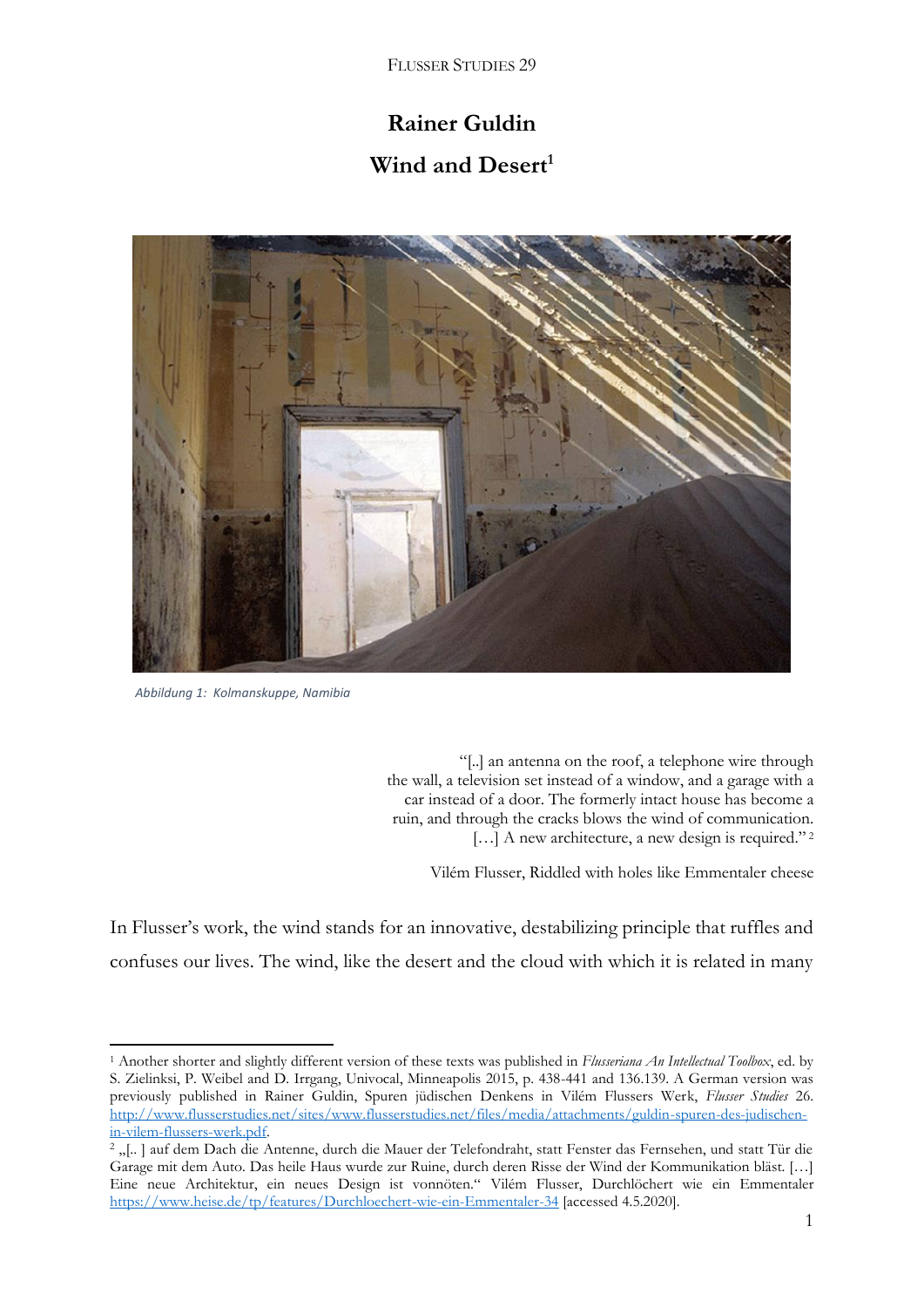# Rainer Guldin

## Wind and Desert[1]

*Abbildung 1: Kolmanskuppe, Namibia*

> "[..] an antenna on the roof, a telephone wire through the wall, a television set instead of a window, and a garage with a car instead of a door. The formerly intact house has become a ruin, and through the cracks blows the wind of communication. […] A new architecture, a new design is required." [2]
>
> Vilém Flusser, Riddled with holes like Emmentaler cheese

In Flusser's work, the wind stands for an innovative, destabilizing principle that ruffles and confuses our lives. The wind, like the desert and the cloud with which it is related in many

---

[1] Another shorter and slightly different version of these texts was published in *Flusseriana An Intellectual Toolbox*, ed. by S. Zielinksi, P. Weibel and D. Irrgang, Univocal, Minneapolis 2015, p. 438-441 and 136.139. A German version was previously published in Rainer Guldin, Spuren jüdischen Denkens in Vilém Flussers Werk, *Flusser Studies* 26. http://www.flusserstudies.net/sites/www.flusserstudies.net/files/media/attachments/guldin-spuren-des-judischen-in-vilem-flussers-werk.pdf.

[2] „[.. ] auf dem Dach die Antenne, durch die Mauer der Telefondraht, statt Fenster das Fernsehen, und statt Tür die Garage mit dem Auto. Das heile Haus wurde zur Ruine, durch deren Risse der Wind der Kommunikation bläst. […] Eine neue Architektur, ein neues Design ist vonnöten." Vilém Flusser, Durchlöchert wie ein Emmentaler https://www.heise.de/tp/features/Durchloechert-wie-ein-Emmentaler-34 [accessed 4.5.2020].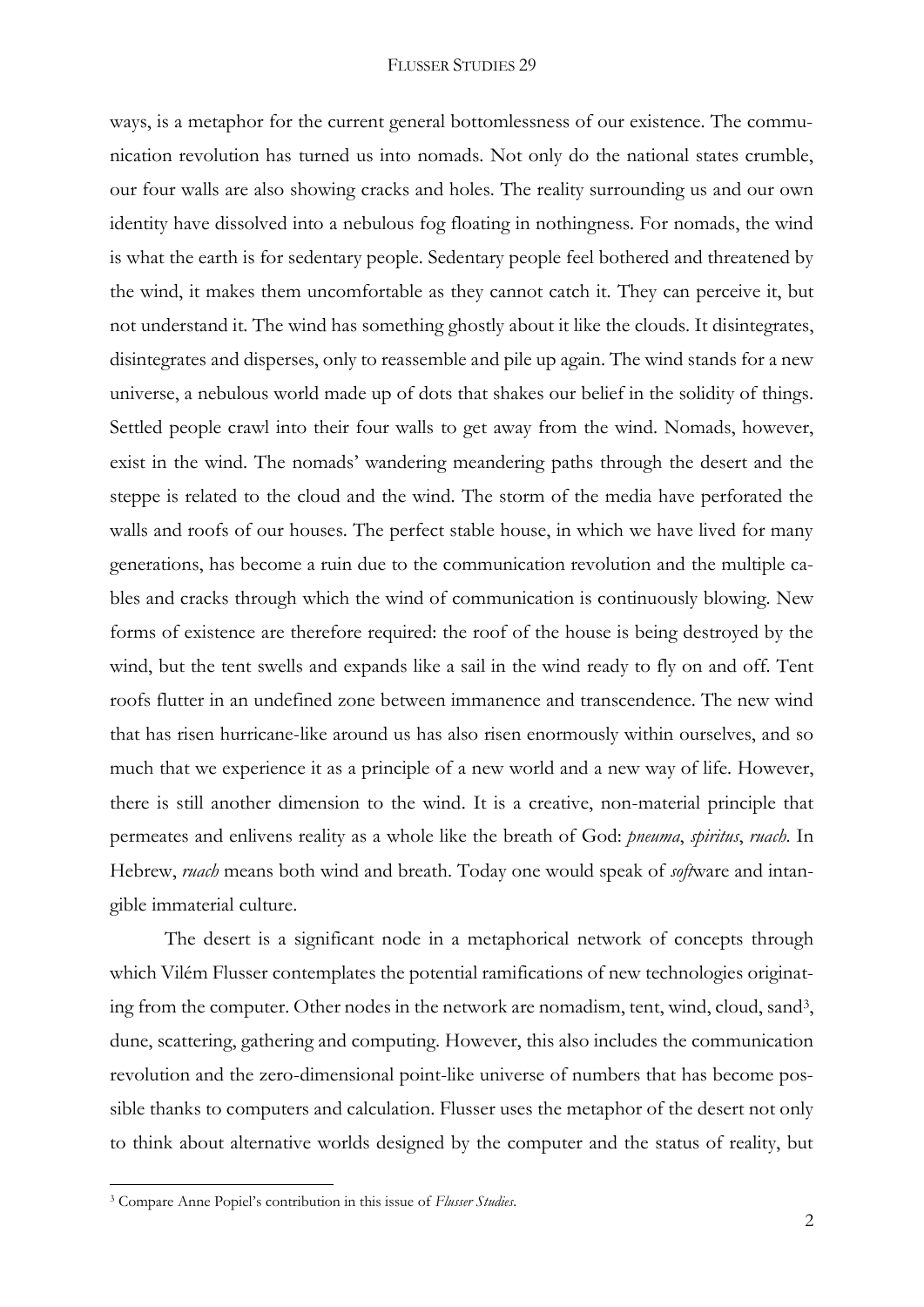ways, is a metaphor for the current general bottomlessness of our existence. The communication revolution has turned us into nomads. Not only do the national states crumble, our four walls are also showing cracks and holes. The reality surrounding us and our own identity have dissolved into a nebulous fog floating in nothingness. For nomads, the wind is what the earth is for sedentary people. Sedentary people feel bothered and threatened by the wind, it makes them uncomfortable as they cannot catch it. They can perceive it, but not understand it. The wind has something ghostly about it like the clouds. It disintegrates, disintegrates and disperses, only to reassemble and pile up again. The wind stands for a new universe, a nebulous world made up of dots that shakes our belief in the solidity of things. Settled people crawl into their four walls to get away from the wind. Nomads, however, exist in the wind. The nomads' wandering meandering paths through the desert and the steppe is related to the cloud and the wind. The storm of the media have perforated the walls and roofs of our houses. The perfect stable house, in which we have lived for many generations, has become a ruin due to the communication revolution and the multiple cables and cracks through which the wind of communication is continuously blowing. New forms of existence are therefore required: the roof of the house is being destroyed by the wind, but the tent swells and expands like a sail in the wind ready to fly on and off. Tent roofs flutter in an undefined zone between immanence and transcendence. The new wind that has risen hurricane-like around us has also risen enormously within ourselves, and so much that we experience it as a principle of a new world and a new way of life. However, there is still another dimension to the wind. It is a creative, non-material principle that permeates and enlivens reality as a whole like the breath of God: *pneuma*, *spiritus*, *ruach*. In Hebrew, *ruach* means both wind and breath. Today one would speak of *soft*ware and intangible immaterial culture.

The desert is a significant node in a metaphorical network of concepts through which Vilém Flusser contemplates the potential ramifications of new technologies originating from the computer. Other nodes in the network are nomadism, tent, wind, cloud, sand[3], dune, scattering, gathering and computing. However, this also includes the communication revolution and the zero-dimensional point-like universe of numbers that has become possible thanks to computers and calculation. Flusser uses the metaphor of the desert not only to think about alternative worlds designed by the computer and the status of reality, but

[3] Compare Anne Popiel's contribution in this issue of *Flusser Studies*.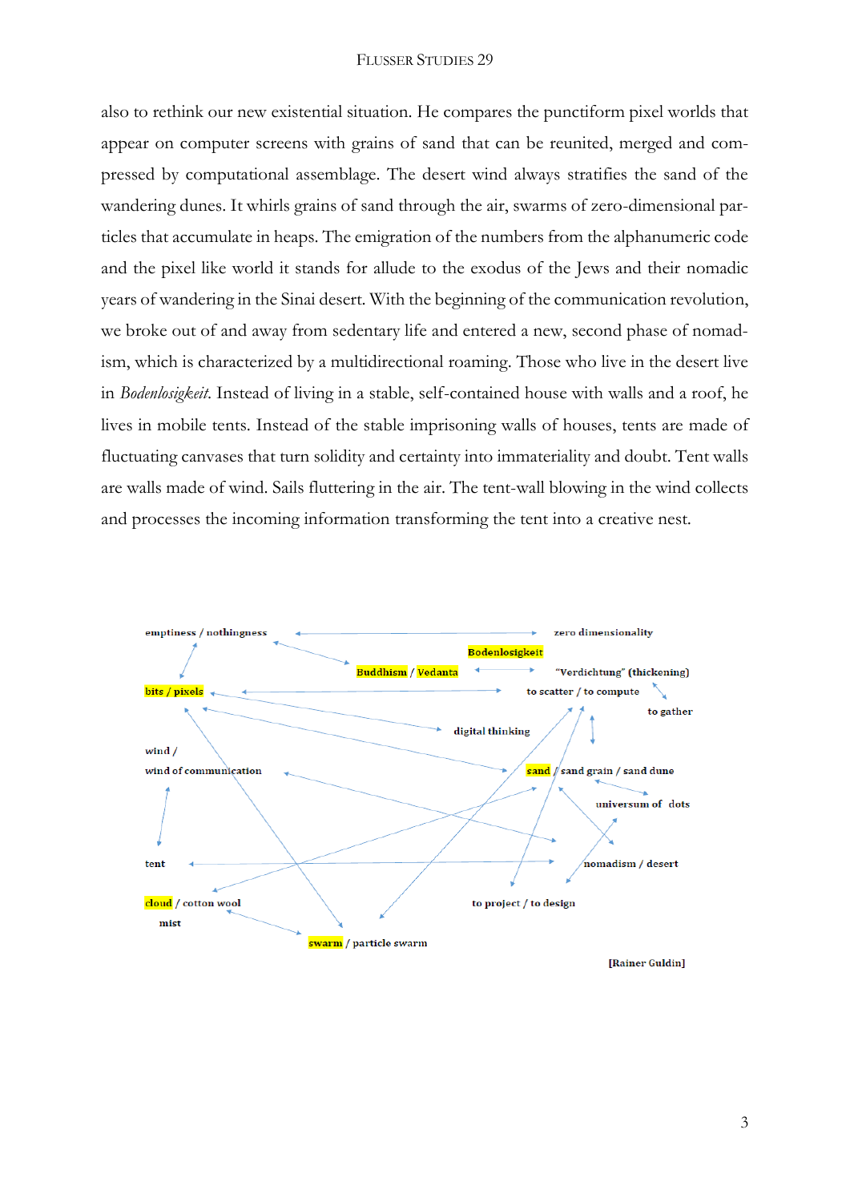also to rethink our new existential situation. He compares the punctiform pixel worlds that appear on computer screens with grains of sand that can be reunited, merged and compressed by computational assemblage. The desert wind always stratifies the sand of the wandering dunes. It whirls grains of sand through the air, swarms of zero-dimensional particles that accumulate in heaps. The emigration of the numbers from the alphanumeric code and the pixel like world it stands for allude to the exodus of the Jews and their nomadic years of wandering in the Sinai desert. With the beginning of the communication revolution, we broke out of and away from sedentary life and entered a new, second phase of nomadism, which is characterized by a multidirectional roaming. Those who live in the desert live in *Bodenlosigkeit*. Instead of living in a stable, self-contained house with walls and a roof, he lives in mobile tents. Instead of the stable imprisoning walls of houses, tents are made of fluctuating canvases that turn solidity and certainty into immateriality and doubt. Tent walls are walls made of wind. Sails fluttering in the air. The tent-wall blowing in the wind collects and processes the incoming information transforming the tent into a creative nest.

emptiness / nothingness

zero dimensionality

Bodenlosigkeit

Buddhism / Vedanta

"Verdichtung" (thickening)

bits / pixels

to scatter / to compute

to gather

digital thinking

wind /
wind of communication

sand / sand grain / sand dune

universum of dots

tent

nomadism / desert

cloud / cotton wool

mist

to project / to design

swarm / particle swarm

[Rainer Guldin]